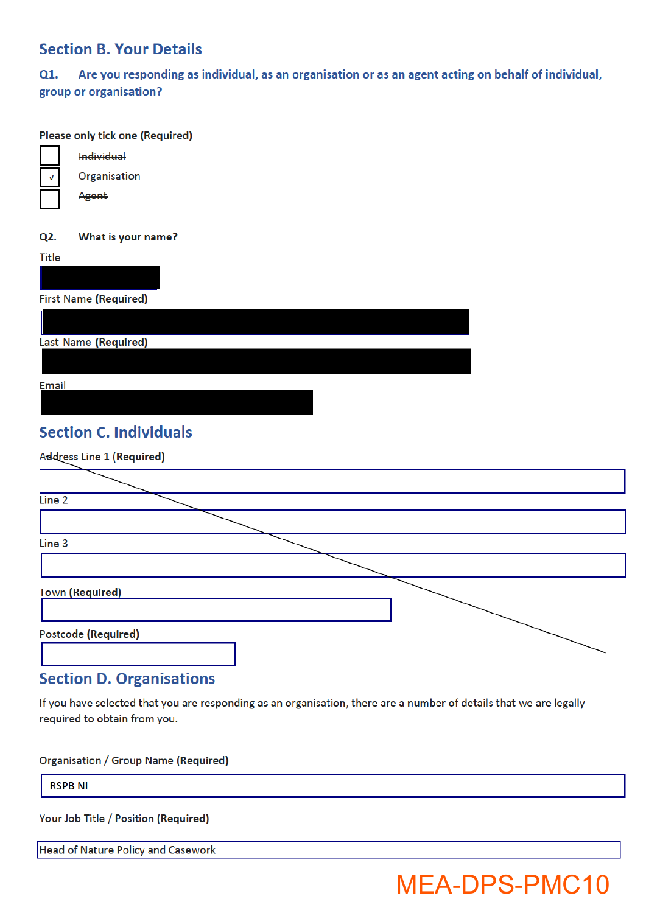## Section B. Your Details

**Q1. Are you responding as individual, as an organisation or as an agent acting on behalf of individual, group or organisation?**

Please only tick one **(Required)**

- [ ] ~~Individual~~
- [x] Organisation
- [ ] ~~Agent~~

**Q2. What is your name?**

Title

First Name **(Required)**

Last Name **(Required)**

Email

## Section C. Individuals

Address Line 1 **(Required)**

Line 2

Line 3

Town **(Required)**

Postcode **(Required)**

## Section D. Organisations

If you have selected that you are responding as an organisation, there are a number of details that we are legally required to obtain from you.

Organisation / Group Name **(Required)**

RSPB NI

Your Job Title / Position **(Required)**

Head of Nature Policy and Casework

MEA-DPS-PMC10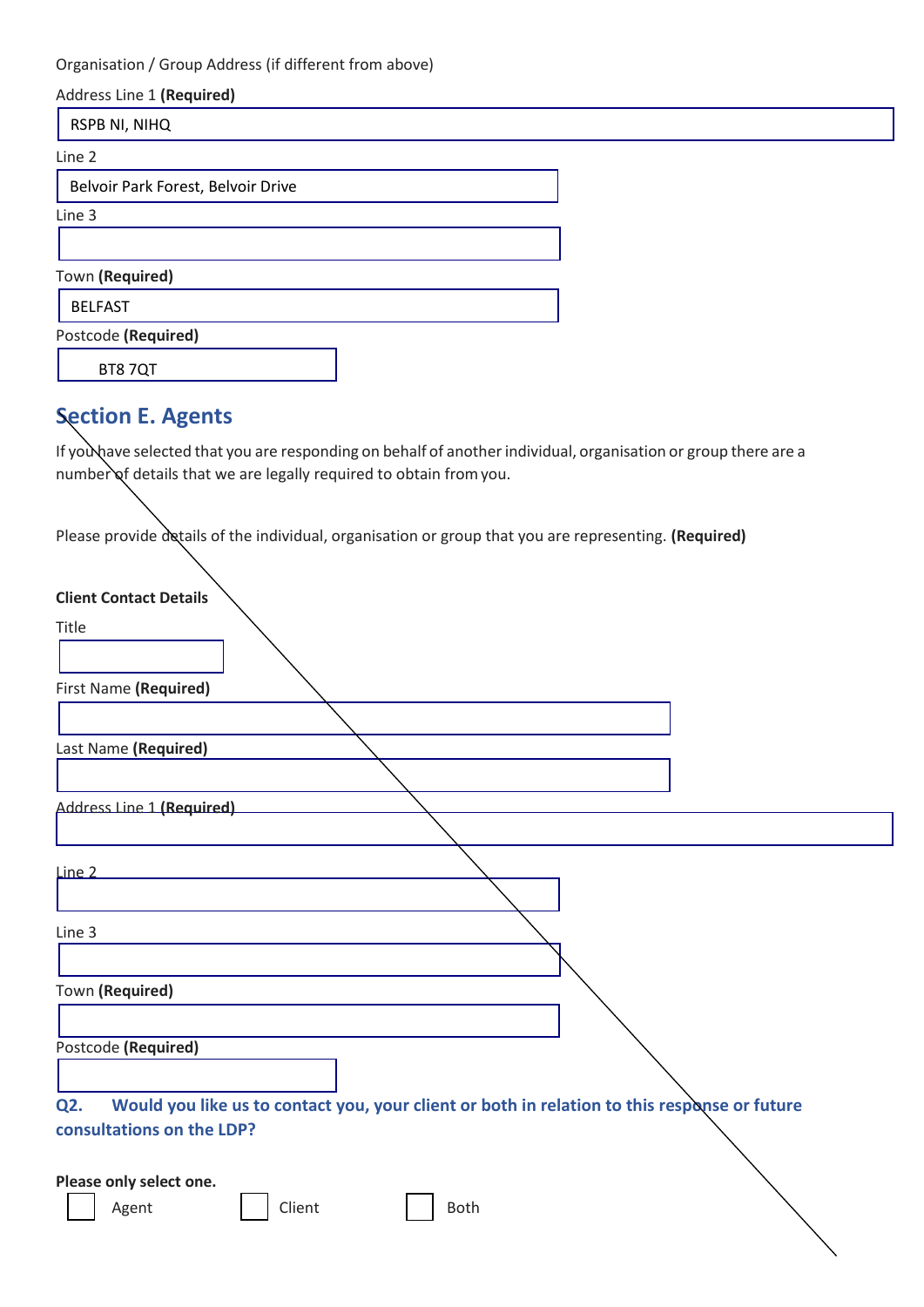Organisation / Group Address (if different from above)

Address Line 1 **(Required)**

RSPB NI, NIHQ

Line 2

Belvoir Park Forest, Belvoir Drive

Line 3

Town **(Required)**

BELFAST

Postcode **(Required)**

BT8 7QT

## Section E. Agents

If you have selected that you are responding on behalf of another individual, organisation or group there are a number of details that we are legally required to obtain from you.

Please provide details of the individual, organisation or group that you are representing. **(Required)**

**Client Contact Details**

Title

First Name **(Required)**

Last Name **(Required)**

Address Line 1 **(Required)**

Line 2

Line 3

Town **(Required)**

Postcode **(Required)**

### Q2. Would you like us to contact you, your client or both in relation to this response or future consultations on the LDP?

**Please only select one.**

☐ Agent ☐ Client ☐ Both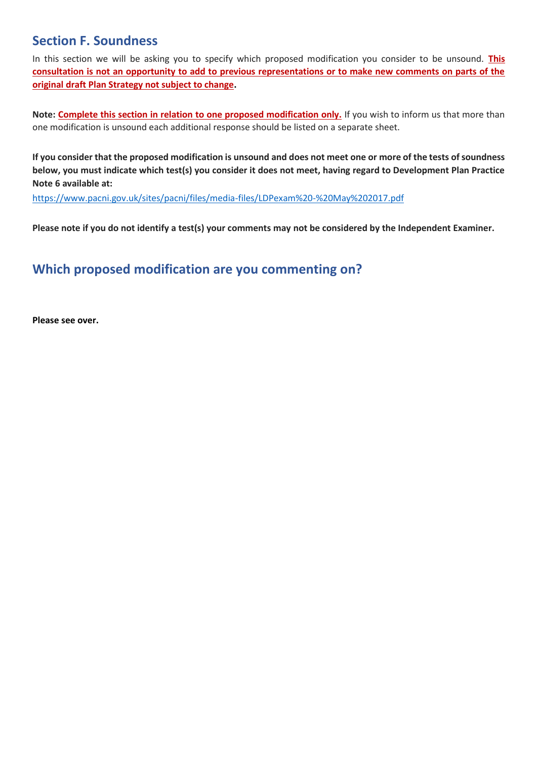## Section F. Soundness

In this section we will be asking you to specify which proposed modification you consider to be unsound. **This consultation is not an opportunity to add to previous representations or to make new comments on parts of the original draft Plan Strategy not subject to change.**

**Note: Complete this section in relation to one proposed modification only.** If you wish to inform us that more than one modification is unsound each additional response should be listed on a separate sheet.

**If you consider that the proposed modification is unsound and does not meet one or more of the tests of soundness below, you must indicate which test(s) you consider it does not meet, having regard to Development Plan Practice Note 6 available at:**

https://www.pacni.gov.uk/sites/pacni/files/media-files/LDPexam%20-%20May%202017.pdf

**Please note if you do not identify a test(s) your comments may not be considered by the Independent Examiner.**

## Which proposed modification are you commenting on?

**Please see over.**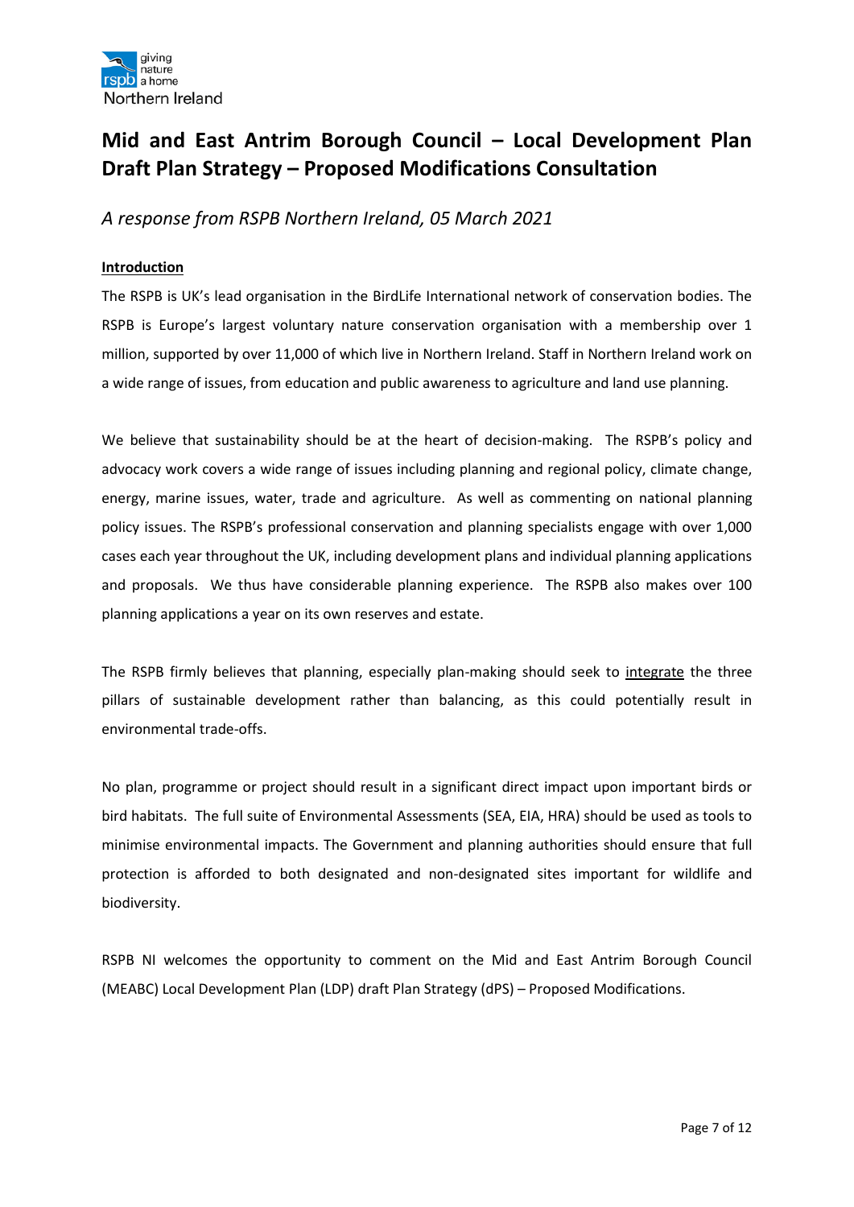# Mid and East Antrim Borough Council – Local Development Plan Draft Plan Strategy – Proposed Modifications Consultation

*A response from RSPB Northern Ireland, 05 March 2021*

**Introduction**

The RSPB is UK's lead organisation in the BirdLife International network of conservation bodies. The RSPB is Europe's largest voluntary nature conservation organisation with a membership over 1 million, supported by over 11,000 of which live in Northern Ireland. Staff in Northern Ireland work on a wide range of issues, from education and public awareness to agriculture and land use planning.

We believe that sustainability should be at the heart of decision-making. The RSPB's policy and advocacy work covers a wide range of issues including planning and regional policy, climate change, energy, marine issues, water, trade and agriculture. As well as commenting on national planning policy issues. The RSPB's professional conservation and planning specialists engage with over 1,000 cases each year throughout the UK, including development plans and individual planning applications and proposals. We thus have considerable planning experience. The RSPB also makes over 100 planning applications a year on its own reserves and estate.

The RSPB firmly believes that planning, especially plan-making should seek to integrate the three pillars of sustainable development rather than balancing, as this could potentially result in environmental trade-offs.

No plan, programme or project should result in a significant direct impact upon important birds or bird habitats. The full suite of Environmental Assessments (SEA, EIA, HRA) should be used as tools to minimise environmental impacts. The Government and planning authorities should ensure that full protection is afforded to both designated and non-designated sites important for wildlife and biodiversity.

RSPB NI welcomes the opportunity to comment on the Mid and East Antrim Borough Council (MEABC) Local Development Plan (LDP) draft Plan Strategy (dPS) – Proposed Modifications.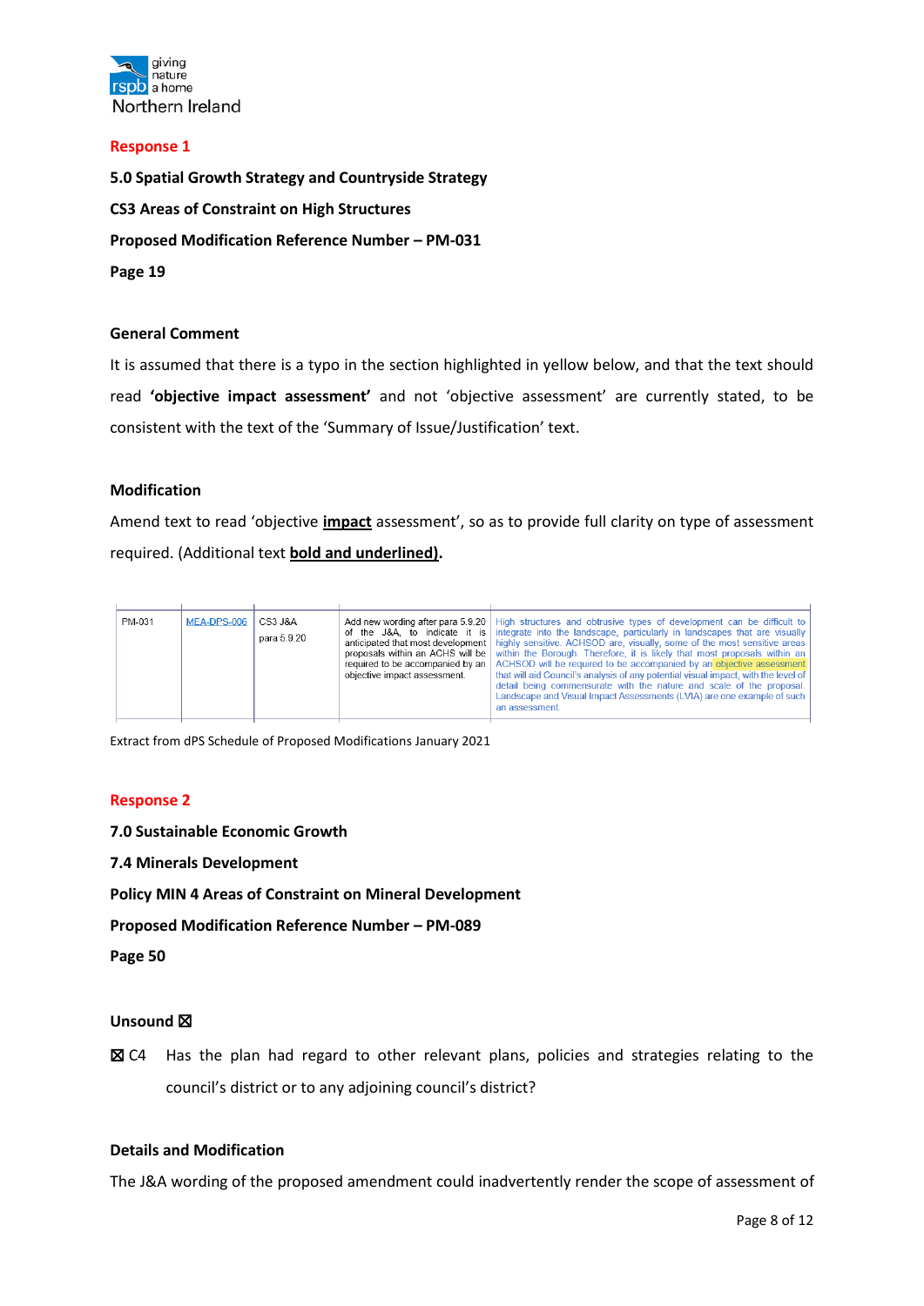giving nature a home
rspb
Northern Ireland

**Response 1**

**5.0 Spatial Growth Strategy and Countryside Strategy**

**CS3 Areas of Constraint on High Structures**

**Proposed Modification Reference Number – PM-031**

**Page 19**

**General Comment**

It is assumed that there is a typo in the section highlighted in yellow below, and that the text should read **'objective impact assessment'** and not 'objective assessment' are currently stated, to be consistent with the text of the 'Summary of Issue/Justification' text.

**Modification**

Amend text to read 'objective **impact** assessment', so as to provide full clarity on type of assessment required. (Additional text **bold and underlined).**

| | | | | |
|---|---|---|---|---|
| PM-031 | MEA-DPS-006 | CS3 J&A para 5.9.20 | Add new wording after para 5.9.20 of the J&A, to indicate it is anticipated that most development proposals within an ACHS will be required to be accompanied by an objective impact assessment. | High structures and obtrusive types of development can be difficult to integrate into the landscape, particularly in landscapes that are visually highly sensitive. ACHSOD are, visually, some of the most sensitive areas within the Borough. Therefore, it is likely that most proposals within an ACHSOD will be required to be accompanied by an objective assessment that will aid Council's analysis of any potential visual impact, with the level of detail being commensurate with the nature and scale of the proposal. Landscape and Visual Impact Assessments (LVIA) are one example of such an assessment. |

Extract from dPS Schedule of Proposed Modifications January 2021

**Response 2**

**7.0 Sustainable Economic Growth**

**7.4 Minerals Development**

**Policy MIN 4 Areas of Constraint on Mineral Development**

**Proposed Modification Reference Number – PM-089**

**Page 50**

**Unsound ☒**

☒ C4 Has the plan had regard to other relevant plans, policies and strategies relating to the council's district or to any adjoining council's district?

**Details and Modification**

The J&A wording of the proposed amendment could inadvertently render the scope of assessment of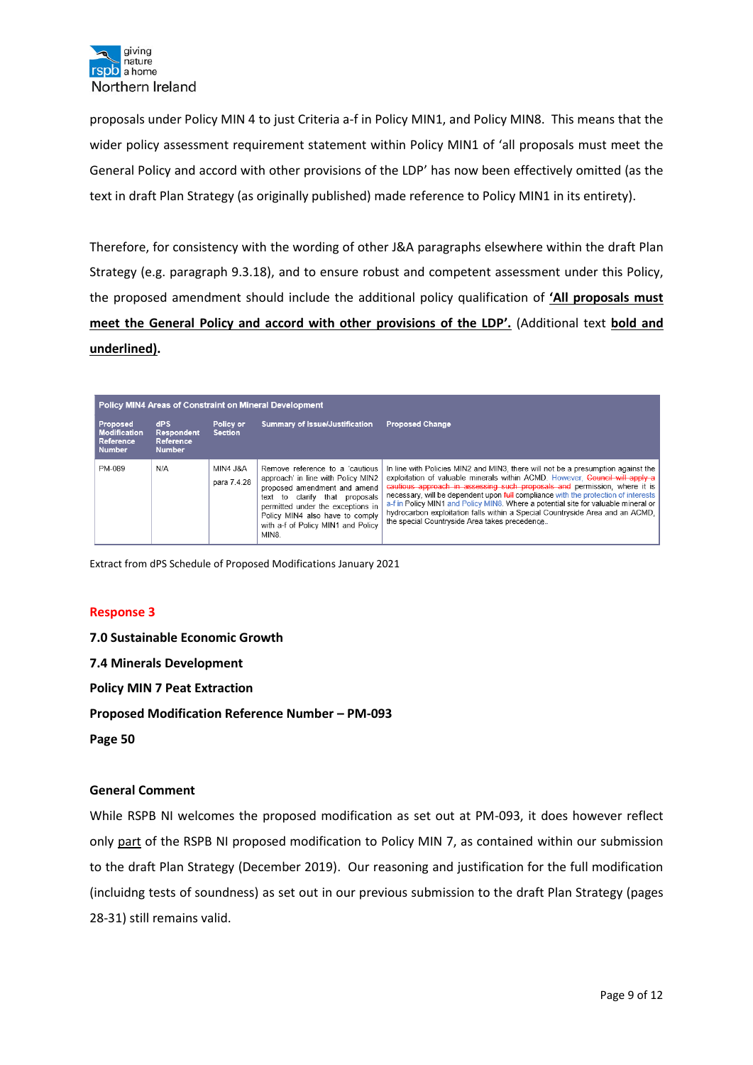proposals under Policy MIN 4 to just Criteria a-f in Policy MIN1, and Policy MIN8. This means that the wider policy assessment requirement statement within Policy MIN1 of 'all proposals must meet the General Policy and accord with other provisions of the LDP' has now been effectively omitted (as the text in draft Plan Strategy (as originally published) made reference to Policy MIN1 in its entirety).

Therefore, for consistency with the wording of other J&A paragraphs elsewhere within the draft Plan Strategy (e.g. paragraph 9.3.18), and to ensure robust and competent assessment under this Policy, the proposed amendment should include the additional policy qualification of **<u>'All proposals must meet the General Policy and accord with other provisions of the LDP'.</u>** (Additional text **<u>bold and underlined)</u>.**

| Policy MIN4 Areas of Constraint on Mineral Development | | | | |
|---|---|---|---|---|
| Proposed Modification Reference Number | dPS Respondent Reference Number | Policy or Section | Summary of Issue/Justification | Proposed Change |
| PM-089 | N/A | MIN4 J&A para 7.4.28 | Remove reference to a 'cautious approach' in line with Policy MIN2 proposed amendment and amend text to clarify that proposals permitted under the exceptions in Policy MIN4 also have to comply with a-f of Policy MIN1 and Policy MIN8. | In line with Policies MIN2 and MIN3, there will not be a presumption against the exploitation of valuable minerals within ACMD. However, ~~Council will apply a cautious approach in assessing such proposals and~~ permission, where it is necessary, will be dependent upon ~~full~~ compliance with the protection of interests a-f in Policy MIN1 and Policy MIN8. Where a potential site for valuable mineral or hydrocarbon exploitation falls within a Special Countryside Area and an ACMD, the special Countryside Area takes precedence. |

Extract from dPS Schedule of Proposed Modifications January 2021

## Response 3

**7.0 Sustainable Economic Growth**

**7.4 Minerals Development**

**Policy MIN 7 Peat Extraction**

**Proposed Modification Reference Number – PM-093**

**Page 50**

### General Comment

While RSPB NI welcomes the proposed modification as set out at PM-093, it does however reflect only <u>part</u> of the RSPB NI proposed modification to Policy MIN 7, as contained within our submission to the draft Plan Strategy (December 2019). Our reasoning and justification for the full modification (incluidng tests of soundness) as set out in our previous submission to the draft Plan Strategy (pages 28-31) still remains valid.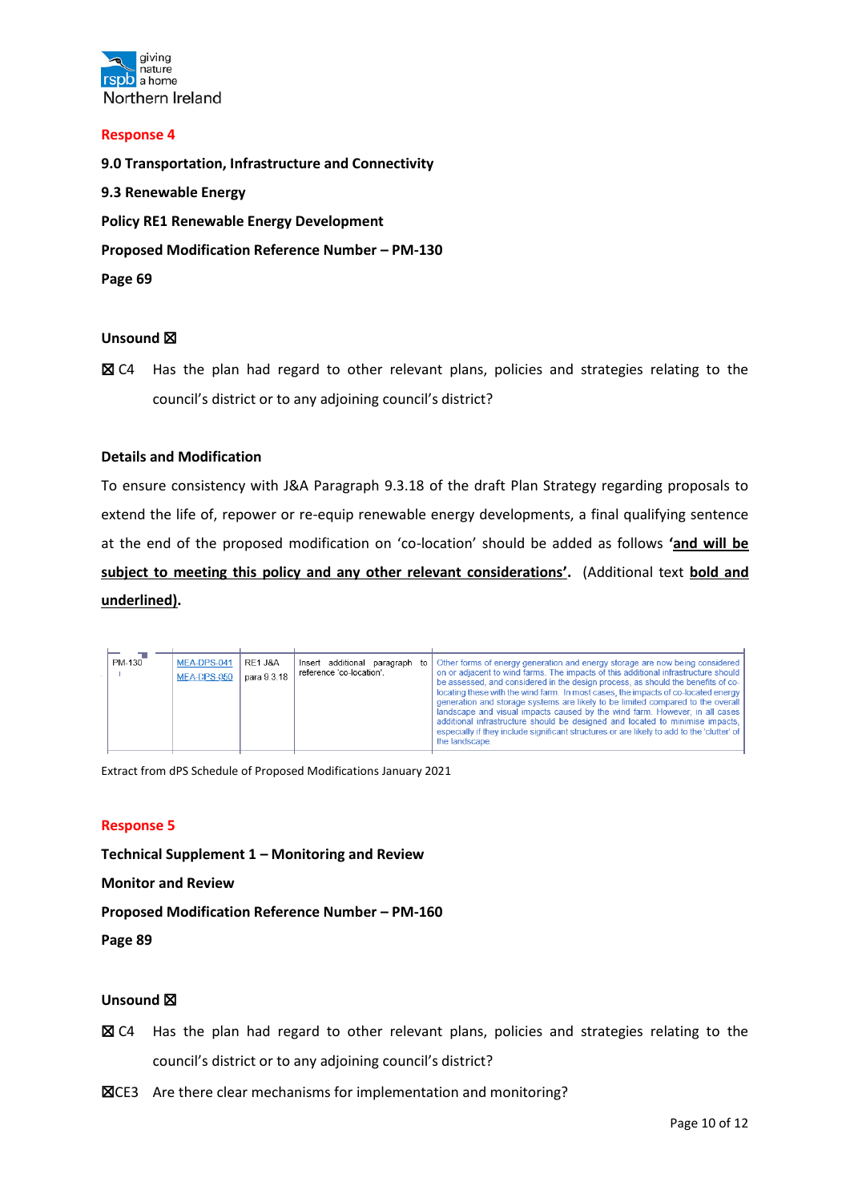giving nature a home
rspb
Northern Ireland

**Response 4**

**9.0 Transportation, Infrastructure and Connectivity**

**9.3 Renewable Energy**

**Policy RE1 Renewable Energy Development**

**Proposed Modification Reference Number – PM-130**

**Page 69**

**Unsound ☒**

☒ C4 Has the plan had regard to other relevant plans, policies and strategies relating to the council's district or to any adjoining council's district?

**Details and Modification**

To ensure consistency with J&A Paragraph 9.3.18 of the draft Plan Strategy regarding proposals to extend the life of, repower or re-equip renewable energy developments, a final qualifying sentence at the end of the proposed modification on 'co-location' should be added as follows **'<u>and will be subject to meeting this policy and any other relevant considerations</u>'.** (Additional text **<u>bold and underlined</u>**).

| PM-130 | MEA-DPS-041 MEA-DPS-050 | RE1 J&A para 9.3.18 | Insert additional paragraph to reference 'co-location'. | Other forms of energy generation and energy storage are now being considered on or adjacent to wind farms. The impacts of this additional infrastructure should be assessed, and considered in the design process, as should the benefits of co-locating these with the wind farm. In most cases, the impacts of co-located energy generation and storage systems are likely to be limited compared to the overall landscape and visual impacts caused by the wind farm. However, in all cases additional infrastructure should be designed and located to minimise impacts, especially if they include significant structures or are likely to add to the 'clutter' of the landscape. |
|---|---|---|---|---|

Extract from dPS Schedule of Proposed Modifications January 2021

**Response 5**

**Technical Supplement 1 – Monitoring and Review**

**Monitor and Review**

**Proposed Modification Reference Number – PM-160**

**Page 89**

**Unsound ☒**

☒ C4 Has the plan had regard to other relevant plans, policies and strategies relating to the council's district or to any adjoining council's district?

☒CE3 Are there clear mechanisms for implementation and monitoring?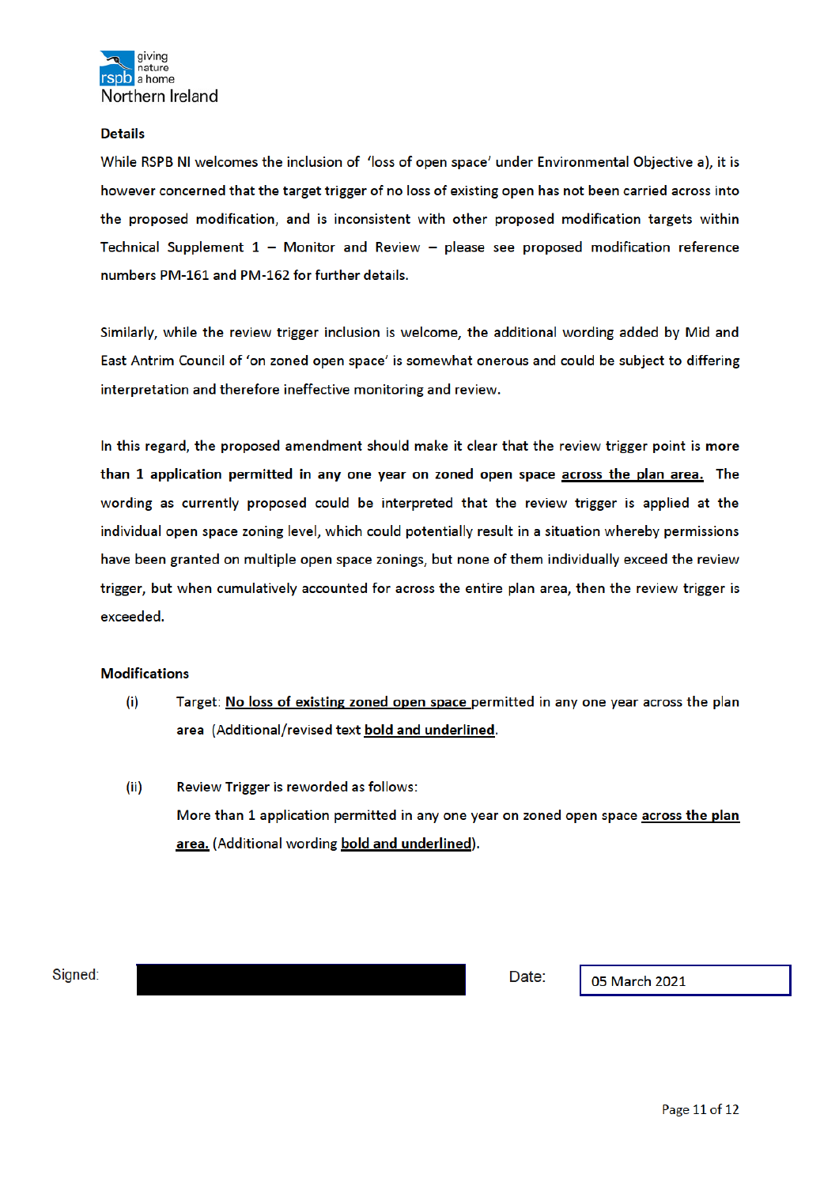giving nature a home

rspb Northern Ireland

**Details**

While RSPB NI welcomes the inclusion of 'loss of open space' under Environmental Objective a), it is however concerned that the target trigger of no loss of existing open has not been carried across into the proposed modification, and is inconsistent with other proposed modification targets within Technical Supplement 1 – Monitor and Review – please see proposed modification reference numbers PM-161 and PM-162 for further details.

Similarly, while the review trigger inclusion is welcome, the additional wording added by Mid and East Antrim Council of 'on zoned open space' is somewhat onerous and could be subject to differing interpretation and therefore ineffective monitoring and review.

In this regard, the proposed amendment should make it clear that the review trigger point is **more than 1 application permitted in any one year on zoned open space <u>across the plan area.</u>** The wording as currently proposed could be interpreted that the review trigger is applied at the individual open space zoning level, which could potentially result in a situation whereby permissions have been granted on multiple open space zonings, but none of them individually exceed the review trigger, but when cumulatively accounted for across the entire plan area, then the review trigger is exceeded.

**Modifications**

(i) Target: **<u>No loss of existing zoned open space</u>** permitted in any one year across the plan area (Additional/revised text **<u>bold and underlined</u>**.

(ii) Review Trigger is reworded as follows:
More than 1 application permitted in any one year on zoned open space **<u>across the plan area.</u>** (Additional wording **<u>bold and underlined</u>**).

Signed: [REDACTED]

Date: 05 March 2021